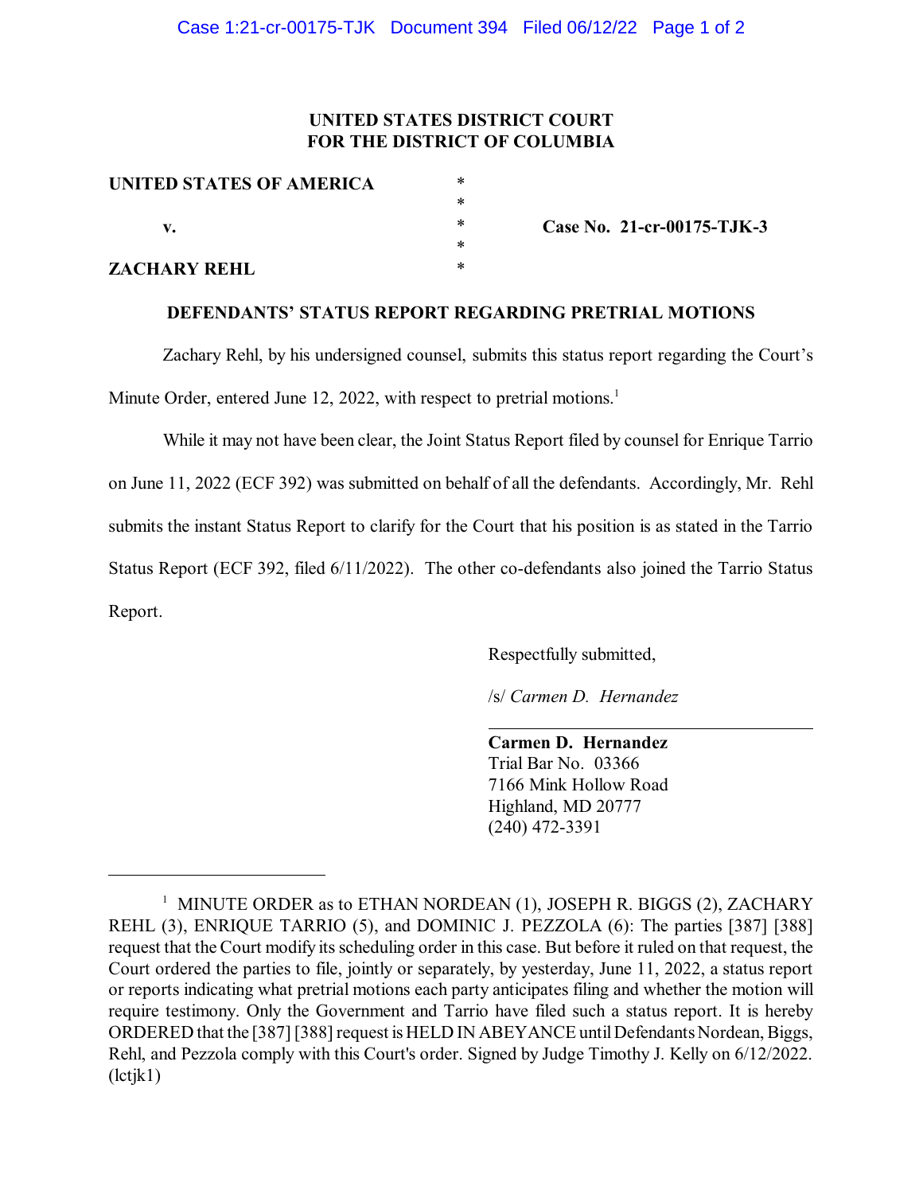**UNITED STATES DISTRICT COURT**
**FOR THE DISTRICT OF COLUMBIA**

| | | |
|---|---|---|
| **UNITED STATES OF AMERICA** | * | |
| | * | |
| **v.** | * | **Case No. 21-cr-00175-TJK-3** |
| | * | |
| **ZACHARY REHL** | * | |

**DEFENDANTS' STATUS REPORT REGARDING PRETRIAL MOTIONS**

Zachary Rehl, by his undersigned counsel, submits this status report regarding the Court's Minute Order, entered June 12, 2022, with respect to pretrial motions.[1]

While it may not have been clear, the Joint Status Report filed by counsel for Enrique Tarrio on June 11, 2022 (ECF 392) was submitted on behalf of all the defendants. Accordingly, Mr. Rehl submits the instant Status Report to clarify for the Court that his position is as stated in the Tarrio Status Report (ECF 392, filed 6/11/2022). The other co-defendants also joined the Tarrio Status Report.

Respectfully submitted,

/s/ *Carmen D. Hernandez*

**Carmen D. Hernandez**
Trial Bar No. 03366
7166 Mink Hollow Road
Highland, MD 20777
(240) 472-3391

---

[1] MINUTE ORDER as to ETHAN NORDEAN (1), JOSEPH R. BIGGS (2), ZACHARY REHL (3), ENRIQUE TARRIO (5), and DOMINIC J. PEZZOLA (6): The parties [387] [388] request that the Court modify its scheduling order in this case. But before it ruled on that request, the Court ordered the parties to file, jointly or separately, by yesterday, June 11, 2022, a status report or reports indicating what pretrial motions each party anticipates filing and whether the motion will require testimony. Only the Government and Tarrio have filed such a status report. It is hereby ORDERED that the [387] [388] request is HELD IN ABEYANCE until Defendants Nordean, Biggs, Rehl, and Pezzola comply with this Court's order. Signed by Judge Timothy J. Kelly on 6/12/2022. (lctjk1)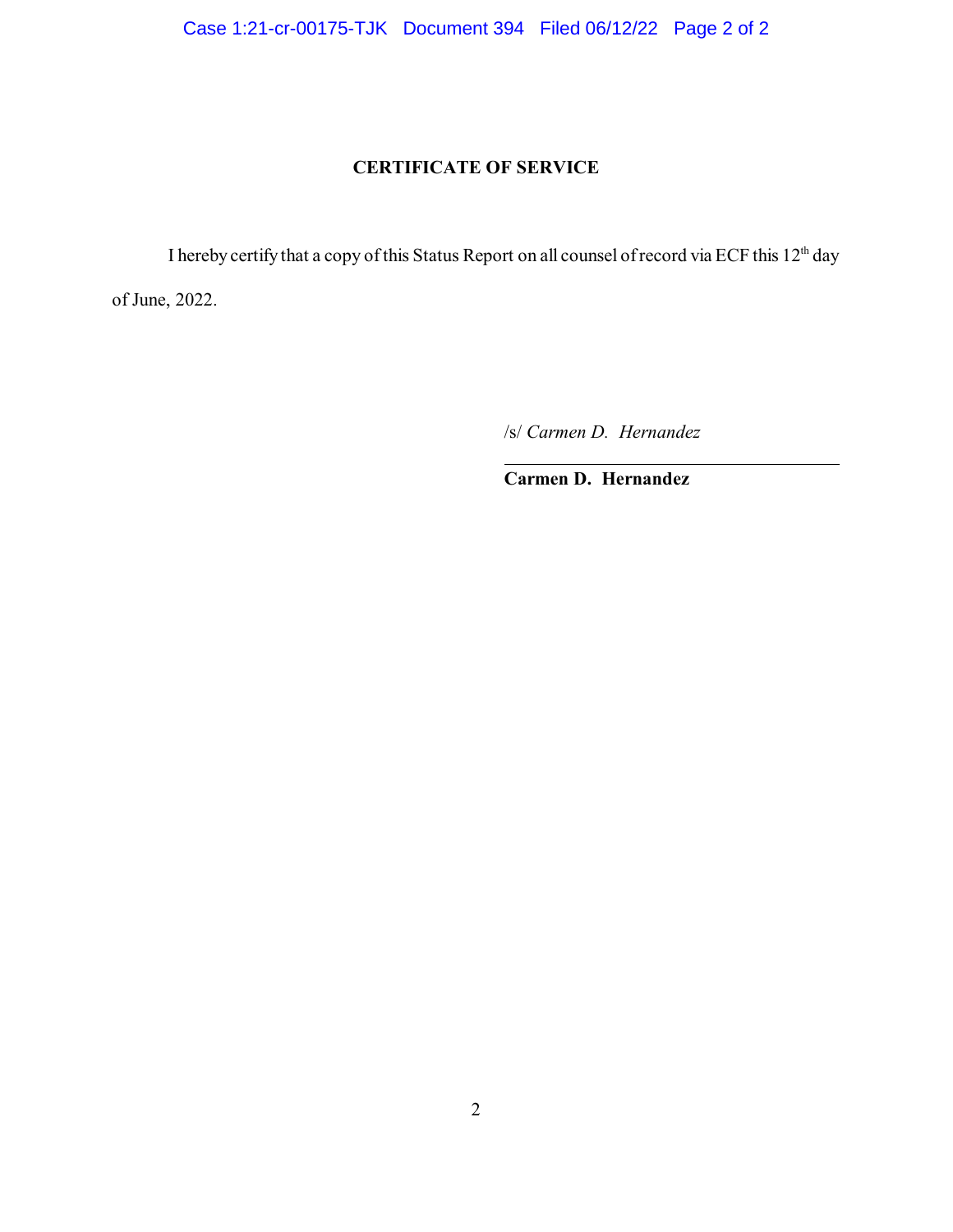**CERTIFICATE OF SERVICE**

I hereby certify that a copy of this Status Report on all counsel of record via ECF this 12th day of June, 2022.

/s/ *Carmen D. Hernandez*

**Carmen D. Hernandez**